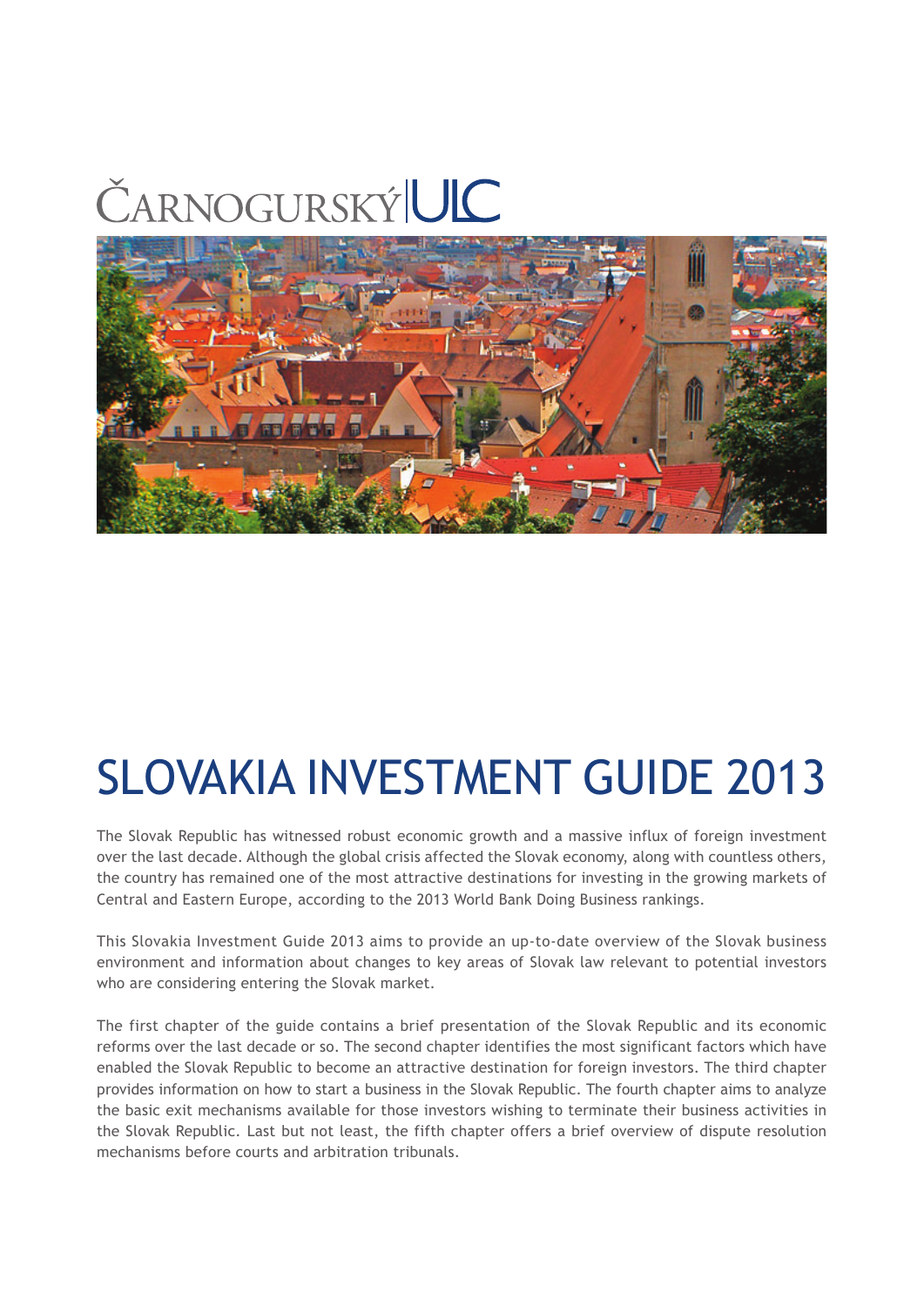ČARNOGURSKÝ | ULC

# SLOVAKIA INVESTMENT GUIDE 2013

The Slovak Republic has witnessed robust economic growth and a massive influx of foreign investment over the last decade. Although the global crisis affected the Slovak economy, along with countless others, the country has remained one of the most attractive destinations for investing in the growing markets of Central and Eastern Europe, according to the 2013 World Bank Doing Business rankings.

This Slovakia Investment Guide 2013 aims to provide an up-to-date overview of the Slovak business environment and information about changes to key areas of Slovak law relevant to potential investors who are considering entering the Slovak market.

The first chapter of the guide contains a brief presentation of the Slovak Republic and its economic reforms over the last decade or so. The second chapter identifies the most significant factors which have enabled the Slovak Republic to become an attractive destination for foreign investors. The third chapter provides information on how to start a business in the Slovak Republic. The fourth chapter aims to analyze the basic exit mechanisms available for those investors wishing to terminate their business activities in the Slovak Republic. Last but not least, the fifth chapter offers a brief overview of dispute resolution mechanisms before courts and arbitration tribunals.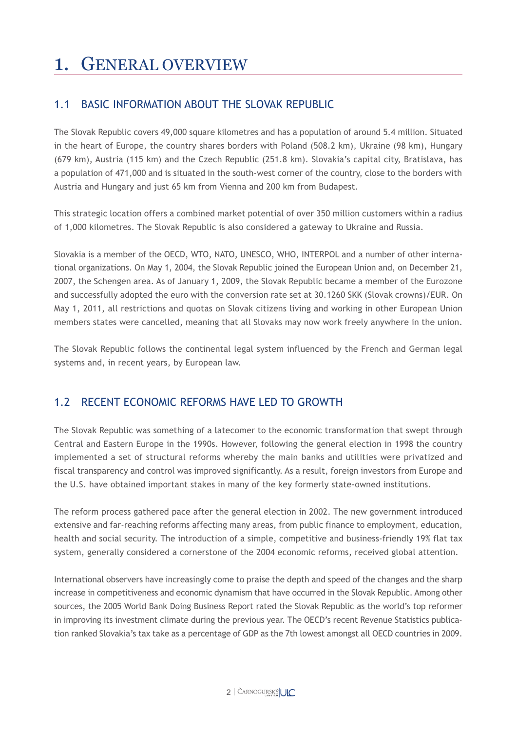# 1. General overview

## 1.1 BASIC INFORMATION ABOUT THE SLOVAK REPUBLIC

The Slovak Republic covers 49,000 square kilometres and has a population of around 5.4 million. Situated in the heart of Europe, the country shares borders with Poland (508.2 km), Ukraine (98 km), Hungary (679 km), Austria (115 km) and the Czech Republic (251.8 km). Slovakia's capital city, Bratislava, has a population of 471,000 and is situated in the south-west corner of the country, close to the borders with Austria and Hungary and just 65 km from Vienna and 200 km from Budapest.

This strategic location offers a combined market potential of over 350 million customers within a radius of 1,000 kilometres. The Slovak Republic is also considered a gateway to Ukraine and Russia.

Slovakia is a member of the OECD, WTO, NATO, UNESCO, WHO, INTERPOL and a number of other international organizations. On May 1, 2004, the Slovak Republic joined the European Union and, on December 21, 2007, the Schengen area. As of January 1, 2009, the Slovak Republic became a member of the Eurozone and successfully adopted the euro with the conversion rate set at 30.1260 SKK (Slovak crowns)/EUR. On May 1, 2011, all restrictions and quotas on Slovak citizens living and working in other European Union members states were cancelled, meaning that all Slovaks may now work freely anywhere in the union.

The Slovak Republic follows the continental legal system influenced by the French and German legal systems and, in recent years, by European law.

## 1.2 RECENT ECONOMIC REFORMS HAVE LED TO GROWTH

The Slovak Republic was something of a latecomer to the economic transformation that swept through Central and Eastern Europe in the 1990s. However, following the general election in 1998 the country implemented a set of structural reforms whereby the main banks and utilities were privatized and fiscal transparency and control was improved significantly. As a result, foreign investors from Europe and the U.S. have obtained important stakes in many of the key formerly state-owned institutions.

The reform process gathered pace after the general election in 2002. The new government introduced extensive and far-reaching reforms affecting many areas, from public finance to employment, education, health and social security. The introduction of a simple, competitive and business-friendly 19% flat tax system, generally considered a cornerstone of the 2004 economic reforms, received global attention.

International observers have increasingly come to praise the depth and speed of the changes and the sharp increase in competitiveness and economic dynamism that have occurred in the Slovak Republic. Among other sources, the 2005 World Bank Doing Business Report rated the Slovak Republic as the world's top reformer in improving its investment climate during the previous year. The OECD's recent Revenue Statistics publication ranked Slovakia's tax take as a percentage of GDP as the 7th lowest amongst all OECD countries in 2009.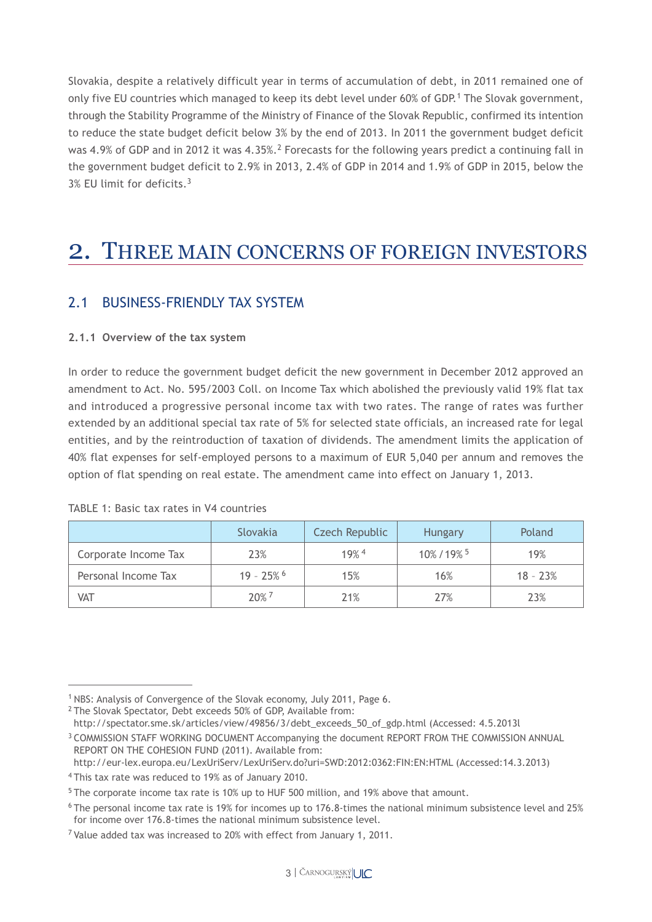Slovakia, despite a relatively difficult year in terms of accumulation of debt, in 2011 remained one of only five EU countries which managed to keep its debt level under 60% of GDP.[1] The Slovak government, through the Stability Programme of the Ministry of Finance of the Slovak Republic, confirmed its intention to reduce the state budget deficit below 3% by the end of 2013. In 2011 the government budget deficit was 4.9% of GDP and in 2012 it was 4.35%.[2] Forecasts for the following years predict a continuing fall in the government budget deficit to 2.9% in 2013, 2.4% of GDP in 2014 and 1.9% of GDP in 2015, below the 3% EU limit for deficits.[3]

# 2. THREE MAIN CONCERNS OF FOREIGN INVESTORS

## 2.1 BUSINESS-FRIENDLY TAX SYSTEM

### 2.1.1 Overview of the tax system

In order to reduce the government budget deficit the new government in December 2012 approved an amendment to Act. No. 595/2003 Coll. on Income Tax which abolished the previously valid 19% flat tax and introduced a progressive personal income tax with two rates. The range of rates was further extended by an additional special tax rate of 5% for selected state officials, an increased rate for legal entities, and by the reintroduction of taxation of dividends. The amendment limits the application of 40% flat expenses for self-employed persons to a maximum of EUR 5,040 per annum and removes the option of flat spending on real estate. The amendment came into effect on January 1, 2013.

TABLE 1: Basic tax rates in V4 countries

| | Slovakia | Czech Republic | Hungary | Poland |
|---|---|---|---|---|
| Corporate Income Tax | 23% | 19%[4] | 10% / 19%[5] | 19% |
| Personal Income Tax | 19 – 25%[6] | 15% | 16% | 18 – 23% |
| VAT | 20%[7] | 21% | 27% | 23% |

[1] NBS: Analysis of Convergence of the Slovak economy, July 2011, Page 6.

[2] The Slovak Spectator, Debt exceeds 50% of GDP, Available from: http://spectator.sme.sk/articles/view/49856/3/debt_exceeds_50_of_gdp.html (Accessed: 4.5.2013l

[3] COMMISSION STAFF WORKING DOCUMENT Accompanying the document REPORT FROM THE COMMISSION ANNUAL REPORT ON THE COHESION FUND (2011). Available from: http://eur-lex.europa.eu/LexUriServ/LexUriServ.do?uri=SWD:2012:0362:FIN:EN:HTML (Accessed:14.3.2013)

[4] This tax rate was reduced to 19% as of January 2010.

[5] The corporate income tax rate is 10% up to HUF 500 million, and 19% above that amount.

[6] The personal income tax rate is 19% for incomes up to 176.8-times the national minimum subsistence level and 25% for income over 176.8-times the national minimum subsistence level.

[7] Value added tax was increased to 20% with effect from January 1, 2011.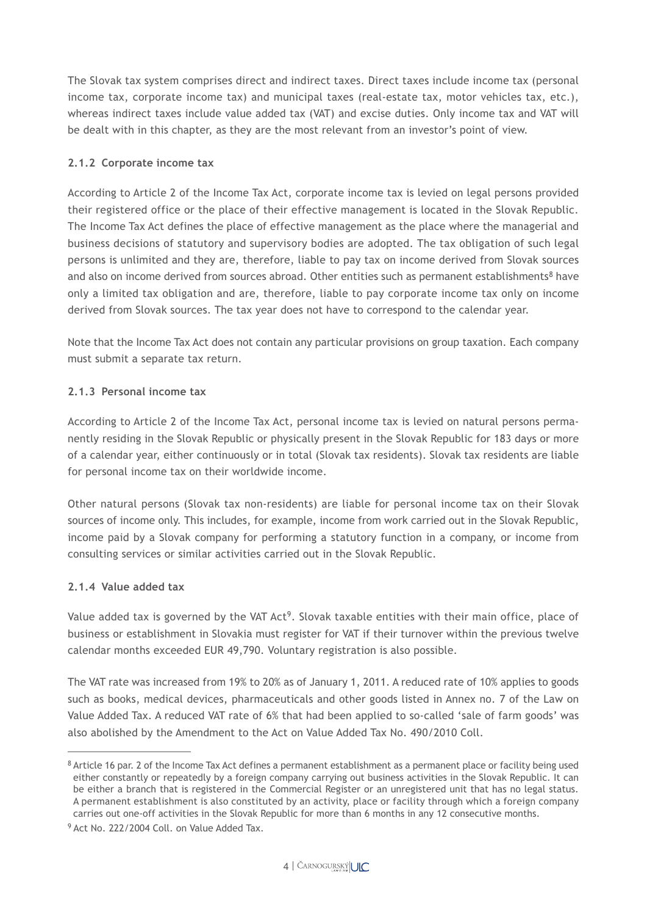The Slovak tax system comprises direct and indirect taxes. Direct taxes include income tax (personal income tax, corporate income tax) and municipal taxes (real-estate tax, motor vehicles tax, etc.), whereas indirect taxes include value added tax (VAT) and excise duties. Only income tax and VAT will be dealt with in this chapter, as they are the most relevant from an investor's point of view.

### 2.1.2 Corporate income tax

According to Article 2 of the Income Tax Act, corporate income tax is levied on legal persons provided their registered office or the place of their effective management is located in the Slovak Republic. The Income Tax Act defines the place of effective management as the place where the managerial and business decisions of statutory and supervisory bodies are adopted. The tax obligation of such legal persons is unlimited and they are, therefore, liable to pay tax on income derived from Slovak sources and also on income derived from sources abroad. Other entities such as permanent establishments[8] have only a limited tax obligation and are, therefore, liable to pay corporate income tax only on income derived from Slovak sources. The tax year does not have to correspond to the calendar year.

Note that the Income Tax Act does not contain any particular provisions on group taxation. Each company must submit a separate tax return.

### 2.1.3 Personal income tax

According to Article 2 of the Income Tax Act, personal income tax is levied on natural persons permanently residing in the Slovak Republic or physically present in the Slovak Republic for 183 days or more of a calendar year, either continuously or in total (Slovak tax residents). Slovak tax residents are liable for personal income tax on their worldwide income.

Other natural persons (Slovak tax non-residents) are liable for personal income tax on their Slovak sources of income only. This includes, for example, income from work carried out in the Slovak Republic, income paid by a Slovak company for performing a statutory function in a company, or income from consulting services or similar activities carried out in the Slovak Republic.

### 2.1.4 Value added tax

Value added tax is governed by the VAT Act[9]. Slovak taxable entities with their main office, place of business or establishment in Slovakia must register for VAT if their turnover within the previous twelve calendar months exceeded EUR 49,790. Voluntary registration is also possible.

The VAT rate was increased from 19% to 20% as of January 1, 2011. A reduced rate of 10% applies to goods such as books, medical devices, pharmaceuticals and other goods listed in Annex no. 7 of the Law on Value Added Tax. A reduced VAT rate of 6% that had been applied to so-called 'sale of farm goods' was also abolished by the Amendment to the Act on Value Added Tax No. 490/2010 Coll.

---

[8] Article 16 par. 2 of the Income Tax Act defines a permanent establishment as a permanent place or facility being used either constantly or repeatedly by a foreign company carrying out business activities in the Slovak Republic. It can be either a branch that is registered in the Commercial Register or an unregistered unit that has no legal status. A permanent establishment is also constituted by an activity, place or facility through which a foreign company carries out one-off activities in the Slovak Republic for more than 6 months in any 12 consecutive months.

[9] Act No. 222/2004 Coll. on Value Added Tax.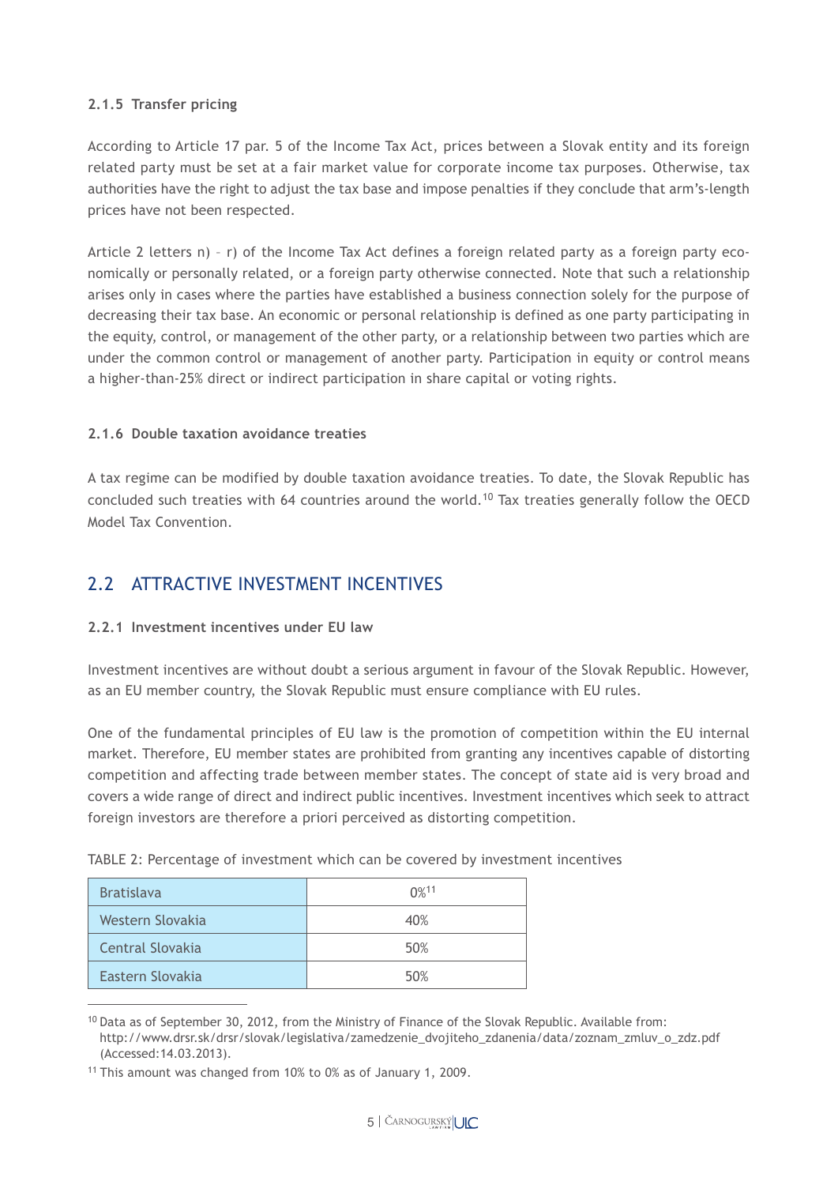#### 2.1.5 Transfer pricing

According to Article 17 par. 5 of the Income Tax Act, prices between a Slovak entity and its foreign related party must be set at a fair market value for corporate income tax purposes. Otherwise, tax authorities have the right to adjust the tax base and impose penalties if they conclude that arm's-length prices have not been respected.

Article 2 letters n) – r) of the Income Tax Act defines a foreign related party as a foreign party economically or personally related, or a foreign party otherwise connected. Note that such a relationship arises only in cases where the parties have established a business connection solely for the purpose of decreasing their tax base. An economic or personal relationship is defined as one party participating in the equity, control, or management of the other party, or a relationship between two parties which are under the common control or management of another party. Participation in equity or control means a higher-than-25% direct or indirect participation in share capital or voting rights.

#### 2.1.6 Double taxation avoidance treaties

A tax regime can be modified by double taxation avoidance treaties. To date, the Slovak Republic has concluded such treaties with 64 countries around the world.[10] Tax treaties generally follow the OECD Model Tax Convention.

## 2.2 ATTRACTIVE INVESTMENT INCENTIVES

#### 2.2.1 Investment incentives under EU law

Investment incentives are without doubt a serious argument in favour of the Slovak Republic. However, as an EU member country, the Slovak Republic must ensure compliance with EU rules.

One of the fundamental principles of EU law is the promotion of competition within the EU internal market. Therefore, EU member states are prohibited from granting any incentives capable of distorting competition and affecting trade between member states. The concept of state aid is very broad and covers a wide range of direct and indirect public incentives. Investment incentives which seek to attract foreign investors are therefore a priori perceived as distorting competition.

TABLE 2: Percentage of investment which can be covered by investment incentives

| | |
|---|---|
| Bratislava | 0%[11] |
| Western Slovakia | 40% |
| Central Slovakia | 50% |
| Eastern Slovakia | 50% |

[10] Data as of September 30, 2012, from the Ministry of Finance of the Slovak Republic. Available from: http://www.drsr.sk/drsr/slovak/legislativa/zamedzenie_dvojiteho_zdanenia/data/zoznam_zmluv_o_zdz.pdf (Accessed:14.03.2013).

[11] This amount was changed from 10% to 0% as of January 1, 2009.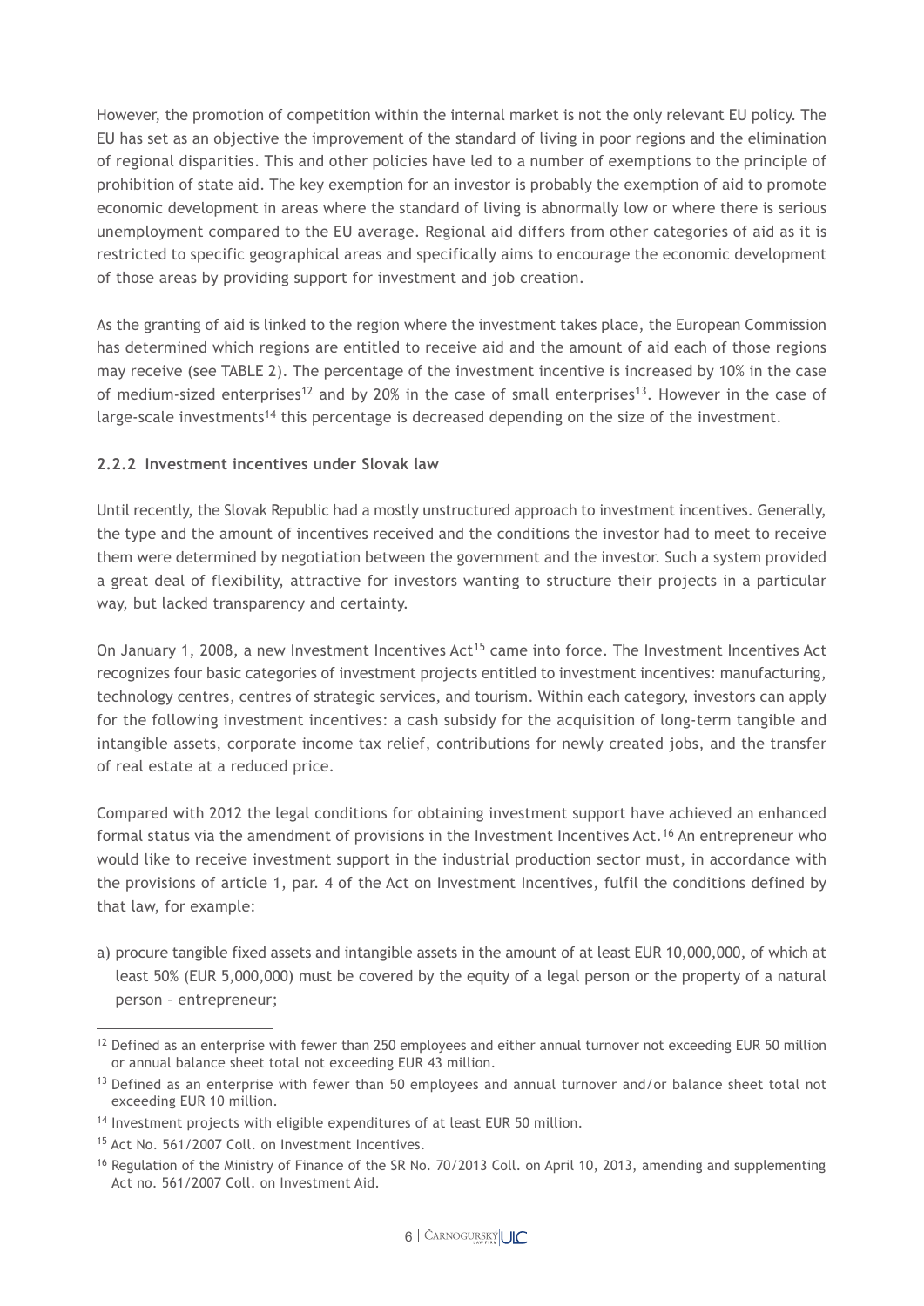However, the promotion of competition within the internal market is not the only relevant EU policy. The EU has set as an objective the improvement of the standard of living in poor regions and the elimination of regional disparities. This and other policies have led to a number of exemptions to the principle of prohibition of state aid. The key exemption for an investor is probably the exemption of aid to promote economic development in areas where the standard of living is abnormally low or where there is serious unemployment compared to the EU average. Regional aid differs from other categories of aid as it is restricted to specific geographical areas and specifically aims to encourage the economic development of those areas by providing support for investment and job creation.

As the granting of aid is linked to the region where the investment takes place, the European Commission has determined which regions are entitled to receive aid and the amount of aid each of those regions may receive (see TABLE 2). The percentage of the investment incentive is increased by 10% in the case of medium-sized enterprises[12] and by 20% in the case of small enterprises[13]. However in the case of large-scale investments[14] this percentage is decreased depending on the size of the investment.

### 2.2.2 Investment incentives under Slovak law

Until recently, the Slovak Republic had a mostly unstructured approach to investment incentives. Generally, the type and the amount of incentives received and the conditions the investor had to meet to receive them were determined by negotiation between the government and the investor. Such a system provided a great deal of flexibility, attractive for investors wanting to structure their projects in a particular way, but lacked transparency and certainty.

On January 1, 2008, a new Investment Incentives Act[15] came into force. The Investment Incentives Act recognizes four basic categories of investment projects entitled to investment incentives: manufacturing, technology centres, centres of strategic services, and tourism. Within each category, investors can apply for the following investment incentives: a cash subsidy for the acquisition of long-term tangible and intangible assets, corporate income tax relief, contributions for newly created jobs, and the transfer of real estate at a reduced price.

Compared with 2012 the legal conditions for obtaining investment support have achieved an enhanced formal status via the amendment of provisions in the Investment Incentives Act.[16] An entrepreneur who would like to receive investment support in the industrial production sector must, in accordance with the provisions of article 1, par. 4 of the Act on Investment Incentives, fulfil the conditions defined by that law, for example:

a) procure tangible fixed assets and intangible assets in the amount of at least EUR 10,000,000, of which at least 50% (EUR 5,000,000) must be covered by the equity of a legal person or the property of a natural person – entrepreneur;

---

[12] Defined as an enterprise with fewer than 250 employees and either annual turnover not exceeding EUR 50 million or annual balance sheet total not exceeding EUR 43 million.

[13] Defined as an enterprise with fewer than 50 employees and annual turnover and/or balance sheet total not exceeding EUR 10 million.

[14] Investment projects with eligible expenditures of at least EUR 50 million.

[15] Act No. 561/2007 Coll. on Investment Incentives.

[16] Regulation of the Ministry of Finance of the SR No. 70/2013 Coll. on April 10, 2013, amending and supplementing Act no. 561/2007 Coll. on Investment Aid.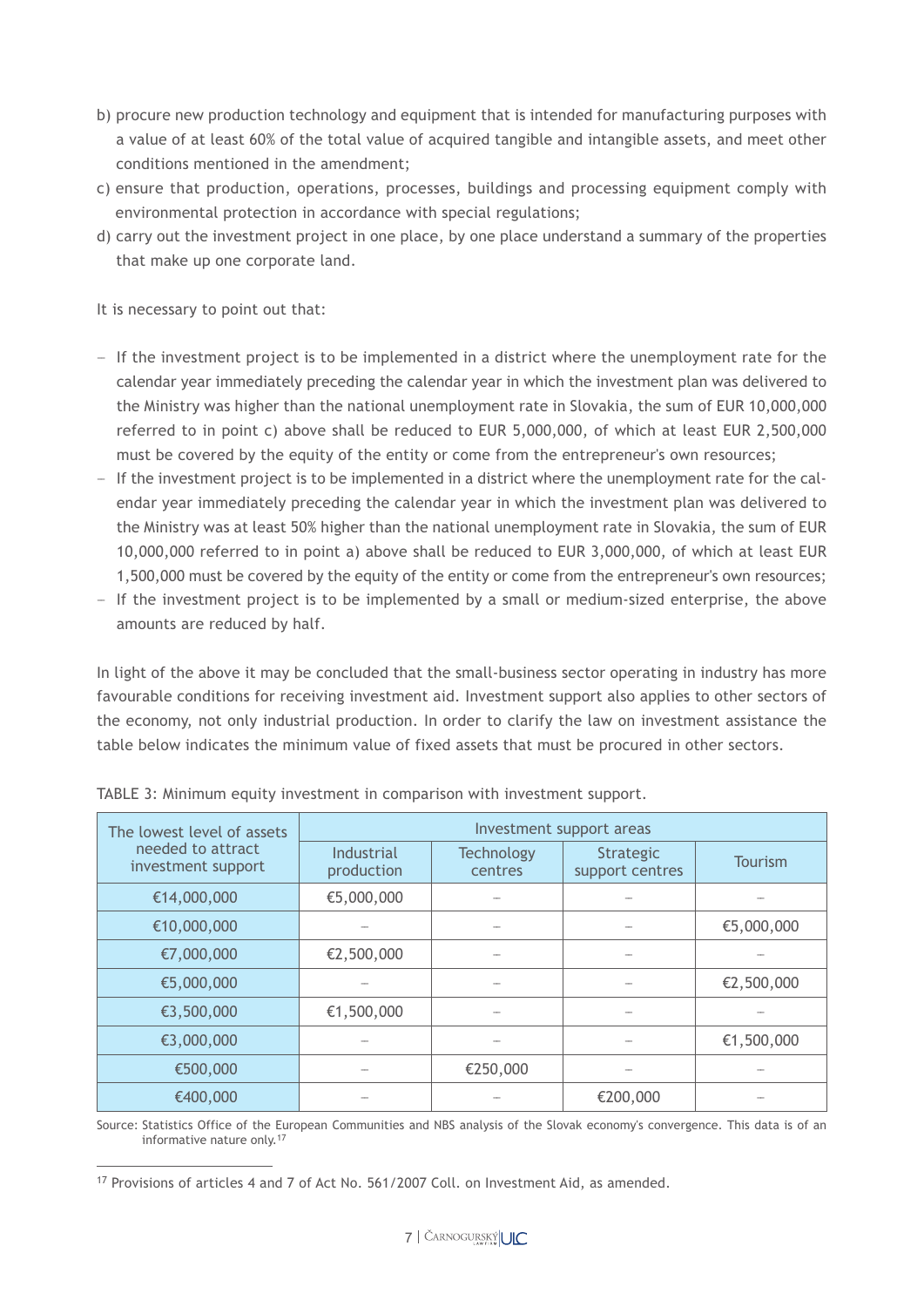b) procure new production technology and equipment that is intended for manufacturing purposes with a value of at least 60% of the total value of acquired tangible and intangible assets, and meet other conditions mentioned in the amendment;
c) ensure that production, operations, processes, buildings and processing equipment comply with environmental protection in accordance with special regulations;
d) carry out the investment project in one place, by one place understand a summary of the properties that make up one corporate land.

It is necessary to point out that:

- If the investment project is to be implemented in a district where the unemployment rate for the calendar year immediately preceding the calendar year in which the investment plan was delivered to the Ministry was higher than the national unemployment rate in Slovakia, the sum of EUR 10,000,000 referred to in point c) above shall be reduced to EUR 5,000,000, of which at least EUR 2,500,000 must be covered by the equity of the entity or come from the entrepreneur's own resources;
- If the investment project is to be implemented in a district where the unemployment rate for the calendar year immediately preceding the calendar year in which the investment plan was delivered to the Ministry was at least 50% higher than the national unemployment rate in Slovakia, the sum of EUR 10,000,000 referred to in point a) above shall be reduced to EUR 3,000,000, of which at least EUR 1,500,000 must be covered by the equity of the entity or come from the entrepreneur's own resources;
- If the investment project is to be implemented by a small or medium-sized enterprise, the above amounts are reduced by half.

In light of the above it may be concluded that the small-business sector operating in industry has more favourable conditions for receiving investment aid. Investment support also applies to other sectors of the economy, not only industrial production. In order to clarify the law on investment assistance the table below indicates the minimum value of fixed assets that must be procured in other sectors.

TABLE 3: Minimum equity investment in comparison with investment support.

| The lowest level of assets needed to attract investment support | Investment support areas | | | |
|---|---|---|---|---|
| | Industrial production | Technology centres | Strategic support centres | Tourism |
| €14,000,000 | €5,000,000 | – | – | – |
| €10,000,000 | – | – | – | €5,000,000 |
| €7,000,000 | €2,500,000 | – | – | – |
| €5,000,000 | – | – | – | €2,500,000 |
| €3,500,000 | €1,500,000 | – | – | – |
| €3,000,000 | – | – | – | €1,500,000 |
| €500,000 | – | €250,000 | – | – |
| €400,000 | – | – | €200,000 | – |

Source: Statistics Office of the European Communities and NBS analysis of the Slovak economy's convergence. This data is of an informative nature only.[17]

[17] Provisions of articles 4 and 7 of Act No. 561/2007 Coll. on Investment Aid, as amended.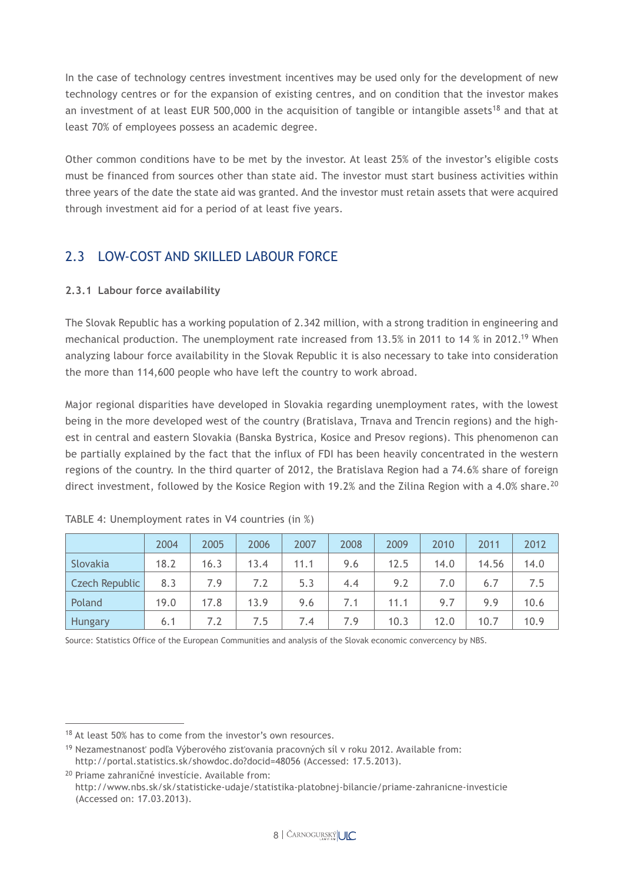In the case of technology centres investment incentives may be used only for the development of new technology centres or for the expansion of existing centres, and on condition that the investor makes an investment of at least EUR 500,000 in the acquisition of tangible or intangible assets[18] and that at least 70% of employees possess an academic degree.

Other common conditions have to be met by the investor. At least 25% of the investor's eligible costs must be financed from sources other than state aid. The investor must start business activities within three years of the date the state aid was granted. And the investor must retain assets that were acquired through investment aid for a period of at least five years.

## 2.3 LOW-COST AND SKILLED LABOUR FORCE

### 2.3.1 Labour force availability

The Slovak Republic has a working population of 2.342 million, with a strong tradition in engineering and mechanical production. The unemployment rate increased from 13.5% in 2011 to 14 % in 2012.[19] When analyzing labour force availability in the Slovak Republic it is also necessary to take into consideration the more than 114,600 people who have left the country to work abroad.

Major regional disparities have developed in Slovakia regarding unemployment rates, with the lowest being in the more developed west of the country (Bratislava, Trnava and Trencin regions) and the highest in central and eastern Slovakia (Banska Bystrica, Kosice and Presov regions). This phenomenon can be partially explained by the fact that the influx of FDI has been heavily concentrated in the western regions of the country. In the third quarter of 2012, the Bratislava Region had a 74.6% share of foreign direct investment, followed by the Kosice Region with 19.2% and the Zilina Region with a 4.0% share.[20]

TABLE 4: Unemployment rates in V4 countries (in %)

| | 2004 | 2005 | 2006 | 2007 | 2008 | 2009 | 2010 | 2011 | 2012 |
|---|---|---|---|---|---|---|---|---|---|
| Slovakia | 18.2 | 16.3 | 13.4 | 11.1 | 9.6 | 12.5 | 14.0 | 14.56 | 14.0 |
| Czech Republic | 8.3 | 7.9 | 7.2 | 5.3 | 4.4 | 9.2 | 7.0 | 6.7 | 7.5 |
| Poland | 19.0 | 17.8 | 13.9 | 9.6 | 7.1 | 11.1 | 9.7 | 9.9 | 10.6 |
| Hungary | 6.1 | 7.2 | 7.5 | 7.4 | 7.9 | 10.3 | 12.0 | 10.7 | 10.9 |

Source: Statistics Office of the European Communities and analysis of the Slovak economic convercency by NBS.

[18] At least 50% has to come from the investor's own resources.

[19] Nezamestnanosť podľa Výberového zisťovania pracovných síl v roku 2012. Available from: http://portal.statistics.sk/showdoc.do?docid=48056 (Accessed: 17.5.2013).

[20] Priame zahraničné investície. Available from: http://www.nbs.sk/sk/statisticke-udaje/statistika-platobnej-bilancie/priame-zahranicne-investicie (Accessed on: 17.03.2013).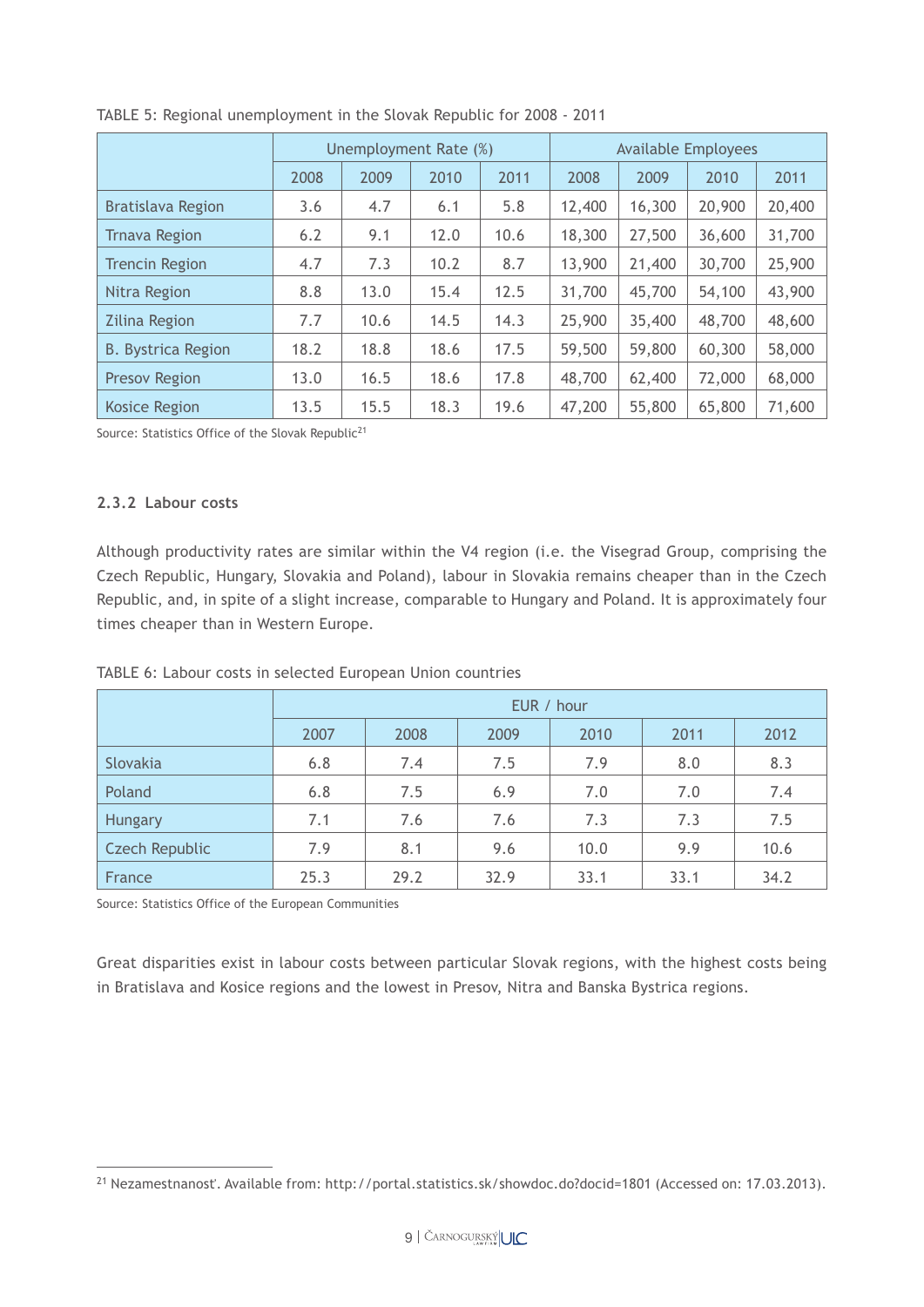TABLE 5: Regional unemployment in the Slovak Republic for 2008 - 2011

| | Unemployment Rate (%) | | | | Available Employees | | | |
|---|---|---|---|---|---|---|---|---|
| | 2008 | 2009 | 2010 | 2011 | 2008 | 2009 | 2010 | 2011 |
| Bratislava Region | 3.6 | 4.7 | 6.1 | 5.8 | 12,400 | 16,300 | 20,900 | 20,400 |
| Trnava Region | 6.2 | 9.1 | 12.0 | 10.6 | 18,300 | 27,500 | 36,600 | 31,700 |
| Trencin Region | 4.7 | 7.3 | 10.2 | 8.7 | 13,900 | 21,400 | 30,700 | 25,900 |
| Nitra Region | 8.8 | 13.0 | 15.4 | 12.5 | 31,700 | 45,700 | 54,100 | 43,900 |
| Zilina Region | 7.7 | 10.6 | 14.5 | 14.3 | 25,900 | 35,400 | 48,700 | 48,600 |
| B. Bystrica Region | 18.2 | 18.8 | 18.6 | 17.5 | 59,500 | 59,800 | 60,300 | 58,000 |
| Presov Region | 13.0 | 16.5 | 18.6 | 17.8 | 48,700 | 62,400 | 72,000 | 68,000 |
| Kosice Region | 13.5 | 15.5 | 18.3 | 19.6 | 47,200 | 55,800 | 65,800 | 71,600 |

Source: Statistics Office of the Slovak Republic[21]

### 2.3.2 Labour costs

Although productivity rates are similar within the V4 region (i.e. the Visegrad Group, comprising the Czech Republic, Hungary, Slovakia and Poland), labour in Slovakia remains cheaper than in the Czech Republic, and, in spite of a slight increase, comparable to Hungary and Poland. It is approximately four times cheaper than in Western Europe.

TABLE 6: Labour costs in selected European Union countries

| | EUR / hour | | | | | |
|---|---|---|---|---|---|---|
| | 2007 | 2008 | 2009 | 2010 | 2011 | 2012 |
| Slovakia | 6.8 | 7.4 | 7.5 | 7.9 | 8.0 | 8.3 |
| Poland | 6.8 | 7.5 | 6.9 | 7.0 | 7.0 | 7.4 |
| Hungary | 7.1 | 7.6 | 7.6 | 7.3 | 7.3 | 7.5 |
| Czech Republic | 7.9 | 8.1 | 9.6 | 10.0 | 9.9 | 10.6 |
| France | 25.3 | 29.2 | 32.9 | 33.1 | 33.1 | 34.2 |

Source: Statistics Office of the European Communities

Great disparities exist in labour costs between particular Slovak regions, with the highest costs being in Bratislava and Kosice regions and the lowest in Presov, Nitra and Banska Bystrica regions.

[21] Nezamestnanosť. Available from: http://portal.statistics.sk/showdoc.do?docid=1801 (Accessed on: 17.03.2013).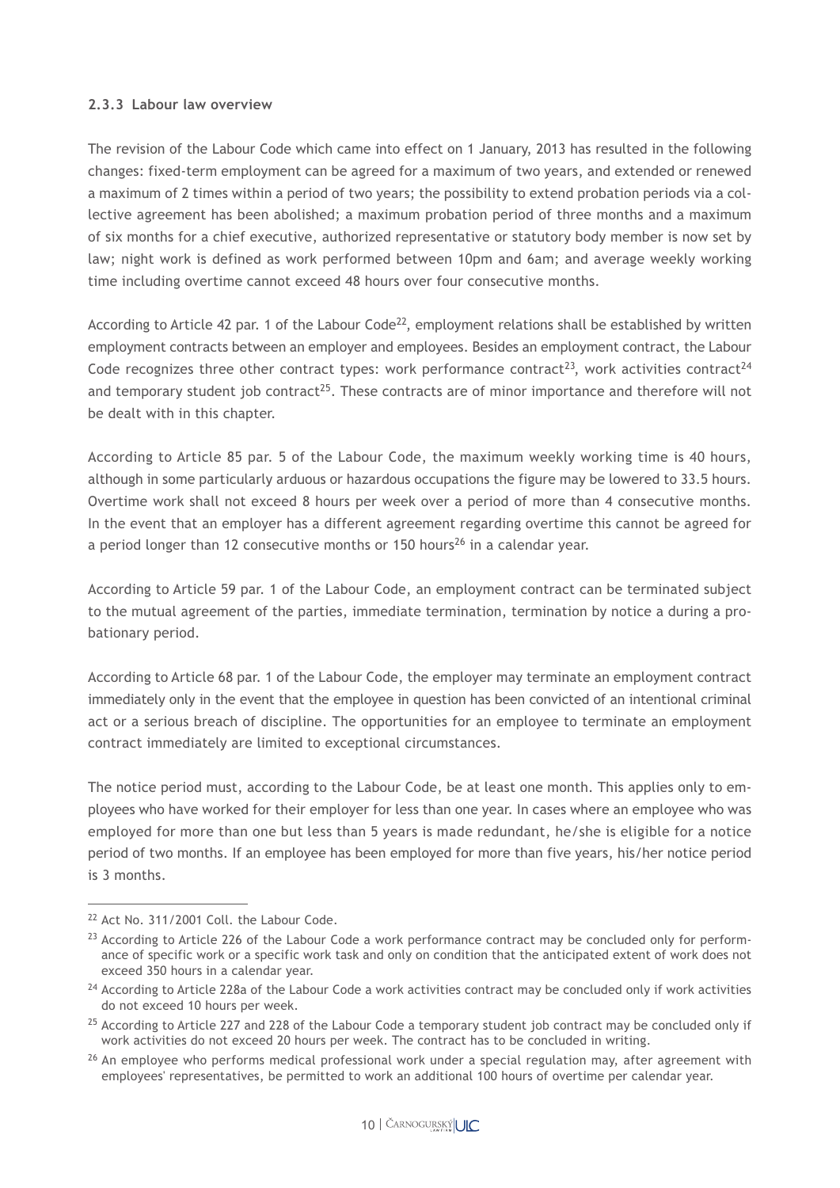### 2.3.3 Labour law overview

The revision of the Labour Code which came into effect on 1 January, 2013 has resulted in the following changes: fixed-term employment can be agreed for a maximum of two years, and extended or renewed a maximum of 2 times within a period of two years; the possibility to extend probation periods via a collective agreement has been abolished; a maximum probation period of three months and a maximum of six months for a chief executive, authorized representative or statutory body member is now set by law; night work is defined as work performed between 10pm and 6am; and average weekly working time including overtime cannot exceed 48 hours over four consecutive months.

According to Article 42 par. 1 of the Labour Code[22], employment relations shall be established by written employment contracts between an employer and employees. Besides an employment contract, the Labour Code recognizes three other contract types: work performance contract[23], work activities contract[24] and temporary student job contract[25]. These contracts are of minor importance and therefore will not be dealt with in this chapter.

According to Article 85 par. 5 of the Labour Code, the maximum weekly working time is 40 hours, although in some particularly arduous or hazardous occupations the figure may be lowered to 33.5 hours. Overtime work shall not exceed 8 hours per week over a period of more than 4 consecutive months. In the event that an employer has a different agreement regarding overtime this cannot be agreed for a period longer than 12 consecutive months or 150 hours[26] in a calendar year.

According to Article 59 par. 1 of the Labour Code, an employment contract can be terminated subject to the mutual agreement of the parties, immediate termination, termination by notice a during a probationary period.

According to Article 68 par. 1 of the Labour Code, the employer may terminate an employment contract immediately only in the event that the employee in question has been convicted of an intentional criminal act or a serious breach of discipline. The opportunities for an employee to terminate an employment contract immediately are limited to exceptional circumstances.

The notice period must, according to the Labour Code, be at least one month. This applies only to employees who have worked for their employer for less than one year. In cases where an employee who was employed for more than one but less than 5 years is made redundant, he/she is eligible for a notice period of two months. If an employee has been employed for more than five years, his/her notice period is 3 months.

---

[22] Act No. 311/2001 Coll. the Labour Code.

[23] According to Article 226 of the Labour Code a work performance contract may be concluded only for performance of specific work or a specific work task and only on condition that the anticipated extent of work does not exceed 350 hours in a calendar year.

[24] According to Article 228a of the Labour Code a work activities contract may be concluded only if work activities do not exceed 10 hours per week.

[25] According to Article 227 and 228 of the Labour Code a temporary student job contract may be concluded only if work activities do not exceed 20 hours per week. The contract has to be concluded in writing.

[26] An employee who performs medical professional work under a special regulation may, after agreement with employees' representatives, be permitted to work an additional 100 hours of overtime per calendar year.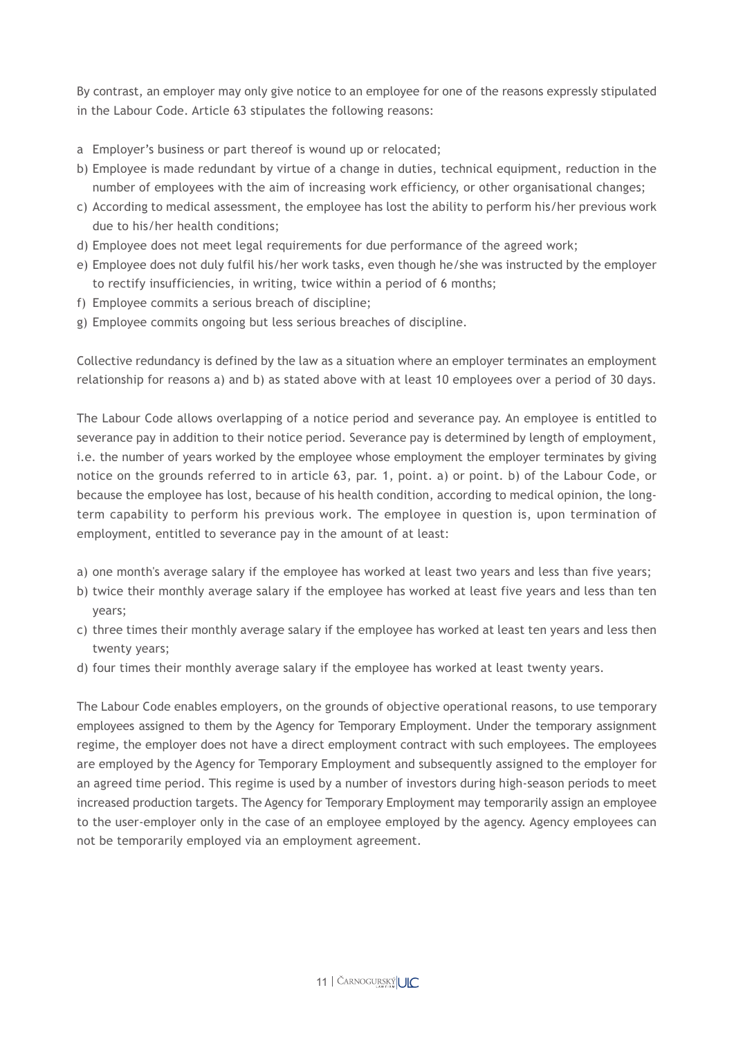By contrast, an employer may only give notice to an employee for one of the reasons expressly stipulated in the Labour Code. Article 63 stipulates the following reasons:

a Employer's business or part thereof is wound up or relocated;
b) Employee is made redundant by virtue of a change in duties, technical equipment, reduction in the number of employees with the aim of increasing work efficiency, or other organisational changes;
c) According to medical assessment, the employee has lost the ability to perform his/her previous work due to his/her health conditions;
d) Employee does not meet legal requirements for due performance of the agreed work;
e) Employee does not duly fulfil his/her work tasks, even though he/she was instructed by the employer to rectify insufficiencies, in writing, twice within a period of 6 months;
f) Employee commits a serious breach of discipline;
g) Employee commits ongoing but less serious breaches of discipline.

Collective redundancy is defined by the law as a situation where an employer terminates an employment relationship for reasons a) and b) as stated above with at least 10 employees over a period of 30 days.

The Labour Code allows overlapping of a notice period and severance pay. An employee is entitled to severance pay in addition to their notice period. Severance pay is determined by length of employment, i.e. the number of years worked by the employee whose employment the employer terminates by giving notice on the grounds referred to in article 63, par. 1, point. a) or point. b) of the Labour Code, or because the employee has lost, because of his health condition, according to medical opinion, the long-term capability to perform his previous work. The employee in question is, upon termination of employment, entitled to severance pay in the amount of at least:

a) one month's average salary if the employee has worked at least two years and less than five years;
b) twice their monthly average salary if the employee has worked at least five years and less than ten years;
c) three times their monthly average salary if the employee has worked at least ten years and less then twenty years;
d) four times their monthly average salary if the employee has worked at least twenty years.

The Labour Code enables employers, on the grounds of objective operational reasons, to use temporary employees assigned to them by the Agency for Temporary Employment. Under the temporary assignment regime, the employer does not have a direct employment contract with such employees. The employees are employed by the Agency for Temporary Employment and subsequently assigned to the employer for an agreed time period. This regime is used by a number of investors during high-season periods to meet increased production targets. The Agency for Temporary Employment may temporarily assign an employee to the user-employer only in the case of an employee employed by the agency. Agency employees can not be temporarily employed via an employment agreement.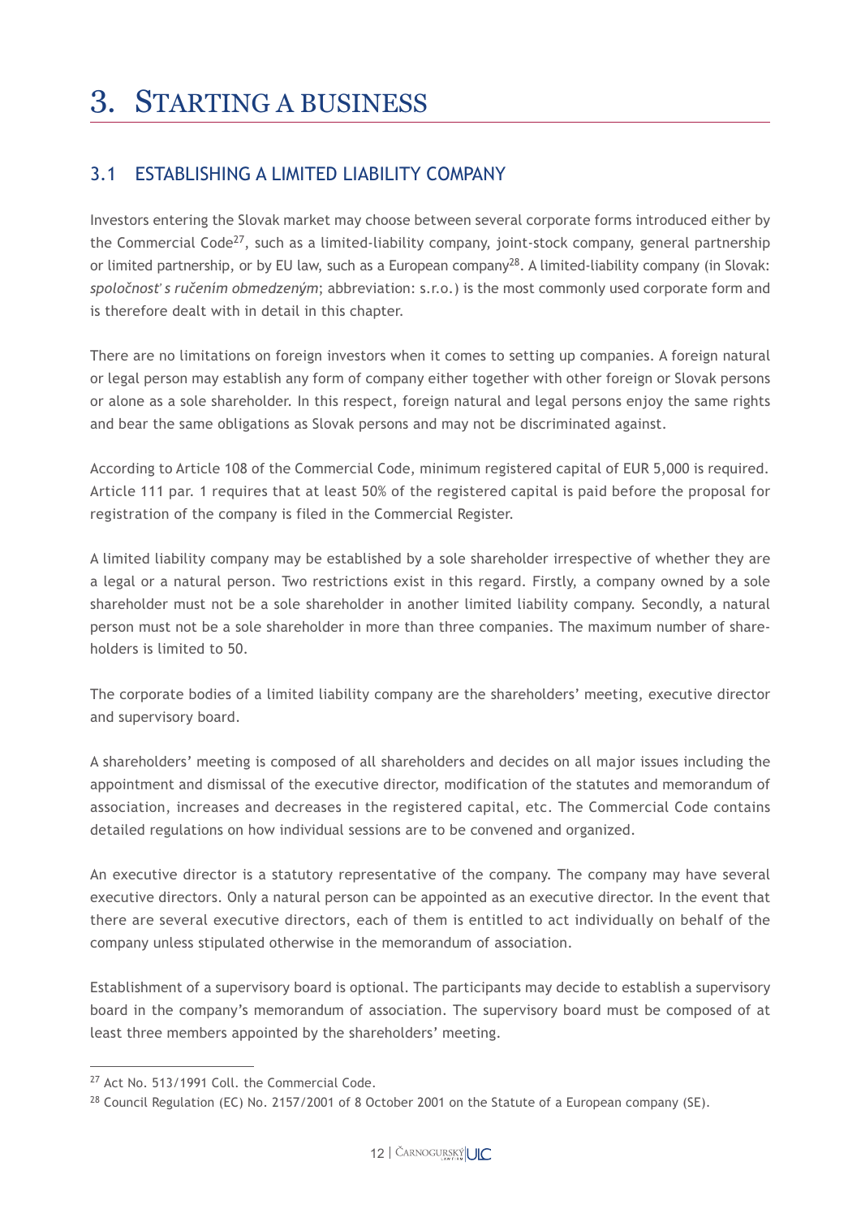# 3. STARTING A BUSINESS

## 3.1 ESTABLISHING A LIMITED LIABILITY COMPANY

Investors entering the Slovak market may choose between several corporate forms introduced either by the Commercial Code[27], such as a limited-liability company, joint-stock company, general partnership or limited partnership, or by EU law, such as a European company[28]. A limited-liability company (in Slovak: *spoločnosť s ručením obmedzeným*; abbreviation: s.r.o.) is the most commonly used corporate form and is therefore dealt with in detail in this chapter.

There are no limitations on foreign investors when it comes to setting up companies. A foreign natural or legal person may establish any form of company either together with other foreign or Slovak persons or alone as a sole shareholder. In this respect, foreign natural and legal persons enjoy the same rights and bear the same obligations as Slovak persons and may not be discriminated against.

According to Article 108 of the Commercial Code, minimum registered capital of EUR 5,000 is required. Article 111 par. 1 requires that at least 50% of the registered capital is paid before the proposal for registration of the company is filed in the Commercial Register.

A limited liability company may be established by a sole shareholder irrespective of whether they are a legal or a natural person. Two restrictions exist in this regard. Firstly, a company owned by a sole shareholder must not be a sole shareholder in another limited liability company. Secondly, a natural person must not be a sole shareholder in more than three companies. The maximum number of shareholders is limited to 50.

The corporate bodies of a limited liability company are the shareholders' meeting, executive director and supervisory board.

A shareholders' meeting is composed of all shareholders and decides on all major issues including the appointment and dismissal of the executive director, modification of the statutes and memorandum of association, increases and decreases in the registered capital, etc. The Commercial Code contains detailed regulations on how individual sessions are to be convened and organized.

An executive director is a statutory representative of the company. The company may have several executive directors. Only a natural person can be appointed as an executive director. In the event that there are several executive directors, each of them is entitled to act individually on behalf of the company unless stipulated otherwise in the memorandum of association.

Establishment of a supervisory board is optional. The participants may decide to establish a supervisory board in the company's memorandum of association. The supervisory board must be composed of at least three members appointed by the shareholders' meeting.

---

[27] Act No. 513/1991 Coll. the Commercial Code.

[28] Council Regulation (EC) No. 2157/2001 of 8 October 2001 on the Statute of a European company (SE).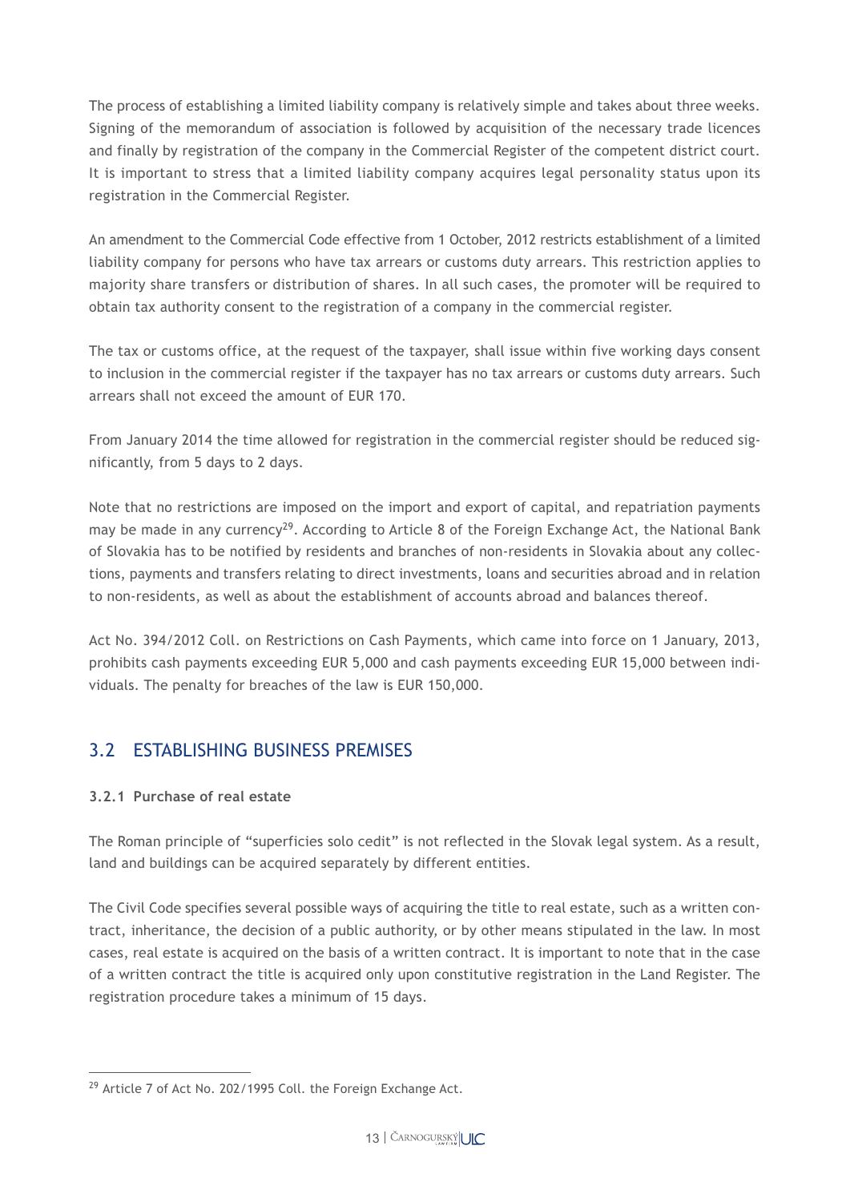The process of establishing a limited liability company is relatively simple and takes about three weeks. Signing of the memorandum of association is followed by acquisition of the necessary trade licences and finally by registration of the company in the Commercial Register of the competent district court. It is important to stress that a limited liability company acquires legal personality status upon its registration in the Commercial Register.

An amendment to the Commercial Code effective from 1 October, 2012 restricts establishment of a limited liability company for persons who have tax arrears or customs duty arrears. This restriction applies to majority share transfers or distribution of shares. In all such cases, the promoter will be required to obtain tax authority consent to the registration of a company in the commercial register.

The tax or customs office, at the request of the taxpayer, shall issue within five working days consent to inclusion in the commercial register if the taxpayer has no tax arrears or customs duty arrears. Such arrears shall not exceed the amount of EUR 170.

From January 2014 the time allowed for registration in the commercial register should be reduced significantly, from 5 days to 2 days.

Note that no restrictions are imposed on the import and export of capital, and repatriation payments may be made in any currency[29]. According to Article 8 of the Foreign Exchange Act, the National Bank of Slovakia has to be notified by residents and branches of non-residents in Slovakia about any collections, payments and transfers relating to direct investments, loans and securities abroad and in relation to non-residents, as well as about the establishment of accounts abroad and balances thereof.

Act No. 394/2012 Coll. on Restrictions on Cash Payments, which came into force on 1 January, 2013, prohibits cash payments exceeding EUR 5,000 and cash payments exceeding EUR 15,000 between individuals. The penalty for breaches of the law is EUR 150,000.

## 3.2 ESTABLISHING BUSINESS PREMISES

### 3.2.1 Purchase of real estate

The Roman principle of "superficies solo cedit" is not reflected in the Slovak legal system. As a result, land and buildings can be acquired separately by different entities.

The Civil Code specifies several possible ways of acquiring the title to real estate, such as a written contract, inheritance, the decision of a public authority, or by other means stipulated in the law. In most cases, real estate is acquired on the basis of a written contract. It is important to note that in the case of a written contract the title is acquired only upon constitutive registration in the Land Register. The registration procedure takes a minimum of 15 days.

---

[29] Article 7 of Act No. 202/1995 Coll. the Foreign Exchange Act.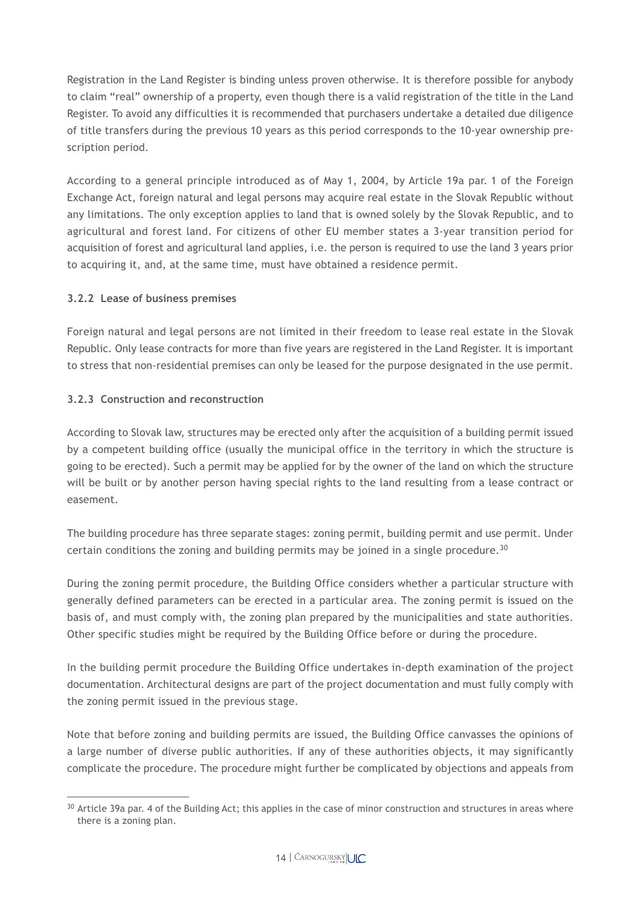Registration in the Land Register is binding unless proven otherwise. It is therefore possible for anybody to claim "real" ownership of a property, even though there is a valid registration of the title in the Land Register. To avoid any difficulties it is recommended that purchasers undertake a detailed due diligence of title transfers during the previous 10 years as this period corresponds to the 10-year ownership prescription period.

According to a general principle introduced as of May 1, 2004, by Article 19a par. 1 of the Foreign Exchange Act, foreign natural and legal persons may acquire real estate in the Slovak Republic without any limitations. The only exception applies to land that is owned solely by the Slovak Republic, and to agricultural and forest land. For citizens of other EU member states a 3-year transition period for acquisition of forest and agricultural land applies, i.e. the person is required to use the land 3 years prior to acquiring it, and, at the same time, must have obtained a residence permit.

#### 3.2.2 Lease of business premises

Foreign natural and legal persons are not limited in their freedom to lease real estate in the Slovak Republic. Only lease contracts for more than five years are registered in the Land Register. It is important to stress that non-residential premises can only be leased for the purpose designated in the use permit.

#### 3.2.3 Construction and reconstruction

According to Slovak law, structures may be erected only after the acquisition of a building permit issued by a competent building office (usually the municipal office in the territory in which the structure is going to be erected). Such a permit may be applied for by the owner of the land on which the structure will be built or by another person having special rights to the land resulting from a lease contract or easement.

The building procedure has three separate stages: zoning permit, building permit and use permit. Under certain conditions the zoning and building permits may be joined in a single procedure.[30]

During the zoning permit procedure, the Building Office considers whether a particular structure with generally defined parameters can be erected in a particular area. The zoning permit is issued on the basis of, and must comply with, the zoning plan prepared by the municipalities and state authorities. Other specific studies might be required by the Building Office before or during the procedure.

In the building permit procedure the Building Office undertakes in-depth examination of the project documentation. Architectural designs are part of the project documentation and must fully comply with the zoning permit issued in the previous stage.

Note that before zoning and building permits are issued, the Building Office canvasses the opinions of a large number of diverse public authorities. If any of these authorities objects, it may significantly complicate the procedure. The procedure might further be complicated by objections and appeals from

[30] Article 39a par. 4 of the Building Act; this applies in the case of minor construction and structures in areas where there is a zoning plan.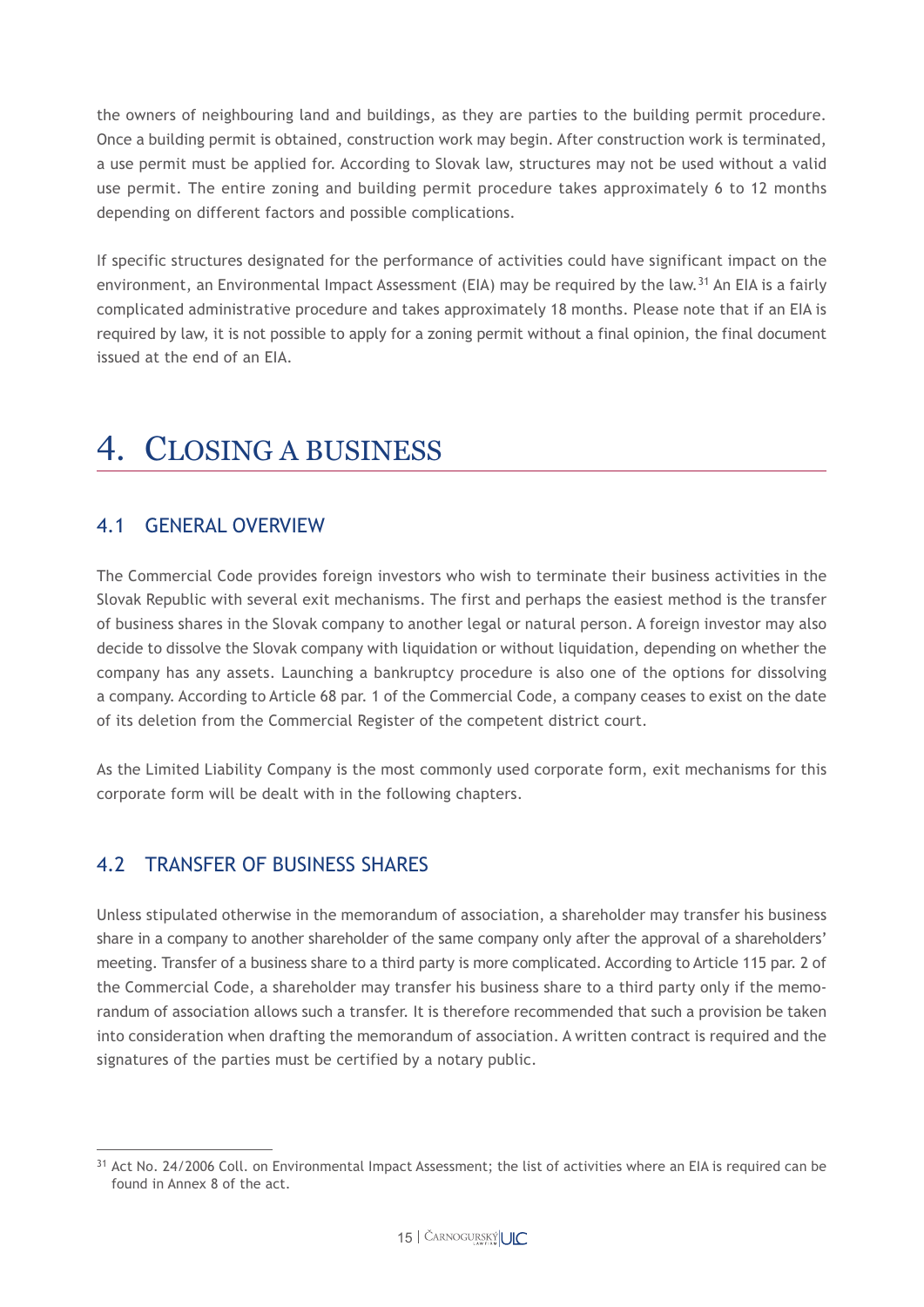the owners of neighbouring land and buildings, as they are parties to the building permit procedure. Once a building permit is obtained, construction work may begin. After construction work is terminated, a use permit must be applied for. According to Slovak law, structures may not be used without a valid use permit. The entire zoning and building permit procedure takes approximately 6 to 12 months depending on different factors and possible complications.

If specific structures designated for the performance of activities could have significant impact on the environment, an Environmental Impact Assessment (EIA) may be required by the law.[31] An EIA is a fairly complicated administrative procedure and takes approximately 18 months. Please note that if an EIA is required by law, it is not possible to apply for a zoning permit without a final opinion, the final document issued at the end of an EIA.

# 4. Closing a business

## 4.1 General overview

The Commercial Code provides foreign investors who wish to terminate their business activities in the Slovak Republic with several exit mechanisms. The first and perhaps the easiest method is the transfer of business shares in the Slovak company to another legal or natural person. A foreign investor may also decide to dissolve the Slovak company with liquidation or without liquidation, depending on whether the company has any assets. Launching a bankruptcy procedure is also one of the options for dissolving a company. According to Article 68 par. 1 of the Commercial Code, a company ceases to exist on the date of its deletion from the Commercial Register of the competent district court.

As the Limited Liability Company is the most commonly used corporate form, exit mechanisms for this corporate form will be dealt with in the following chapters.

## 4.2 Transfer of business shares

Unless stipulated otherwise in the memorandum of association, a shareholder may transfer his business share in a company to another shareholder of the same company only after the approval of a shareholders' meeting. Transfer of a business share to a third party is more complicated. According to Article 115 par. 2 of the Commercial Code, a shareholder may transfer his business share to a third party only if the memorandum of association allows such a transfer. It is therefore recommended that such a provision be taken into consideration when drafting the memorandum of association. A written contract is required and the signatures of the parties must be certified by a notary public.

---

[31] Act No. 24/2006 Coll. on Environmental Impact Assessment; the list of activities where an EIA is required can be found in Annex 8 of the act.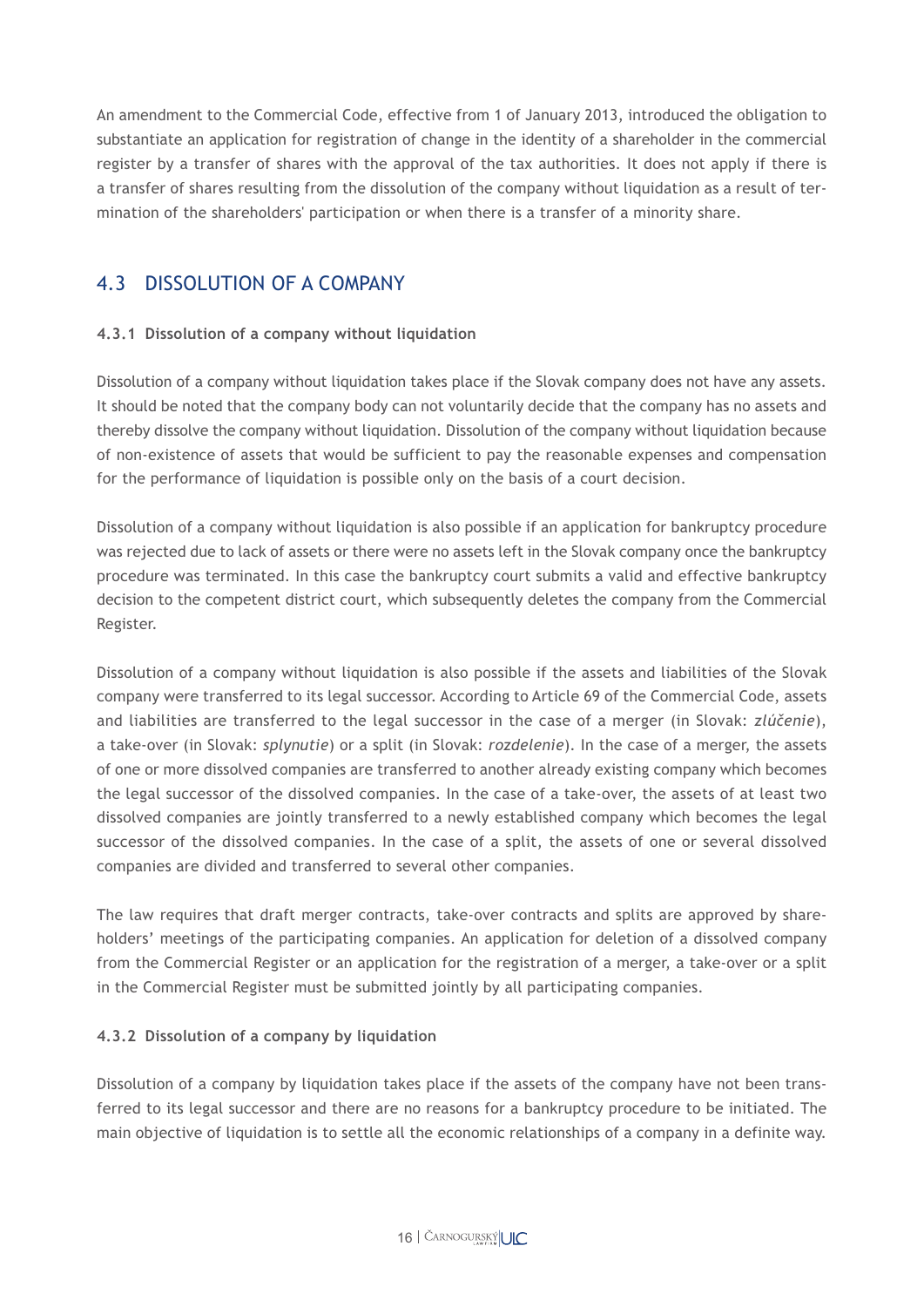An amendment to the Commercial Code, effective from 1 of January 2013, introduced the obligation to substantiate an application for registration of change in the identity of a shareholder in the commercial register by a transfer of shares with the approval of the tax authorities. It does not apply if there is a transfer of shares resulting from the dissolution of the company without liquidation as a result of termination of the shareholders' participation or when there is a transfer of a minority share.

## 4.3 DISSOLUTION OF A COMPANY

### 4.3.1 Dissolution of a company without liquidation

Dissolution of a company without liquidation takes place if the Slovak company does not have any assets. It should be noted that the company body can not voluntarily decide that the company has no assets and thereby dissolve the company without liquidation. Dissolution of the company without liquidation because of non-existence of assets that would be sufficient to pay the reasonable expenses and compensation for the performance of liquidation is possible only on the basis of a court decision.

Dissolution of a company without liquidation is also possible if an application for bankruptcy procedure was rejected due to lack of assets or there were no assets left in the Slovak company once the bankruptcy procedure was terminated. In this case the bankruptcy court submits a valid and effective bankruptcy decision to the competent district court, which subsequently deletes the company from the Commercial Register.

Dissolution of a company without liquidation is also possible if the assets and liabilities of the Slovak company were transferred to its legal successor. According to Article 69 of the Commercial Code, assets and liabilities are transferred to the legal successor in the case of a merger (in Slovak: *zlúčenie*), a take-over (in Slovak: *splynutie*) or a split (in Slovak: *rozdelenie*). In the case of a merger, the assets of one or more dissolved companies are transferred to another already existing company which becomes the legal successor of the dissolved companies. In the case of a take-over, the assets of at least two dissolved companies are jointly transferred to a newly established company which becomes the legal successor of the dissolved companies. In the case of a split, the assets of one or several dissolved companies are divided and transferred to several other companies.

The law requires that draft merger contracts, take-over contracts and splits are approved by shareholders' meetings of the participating companies. An application for deletion of a dissolved company from the Commercial Register or an application for the registration of a merger, a take-over or a split in the Commercial Register must be submitted jointly by all participating companies.

### 4.3.2 Dissolution of a company by liquidation

Dissolution of a company by liquidation takes place if the assets of the company have not been transferred to its legal successor and there are no reasons for a bankruptcy procedure to be initiated. The main objective of liquidation is to settle all the economic relationships of a company in a definite way.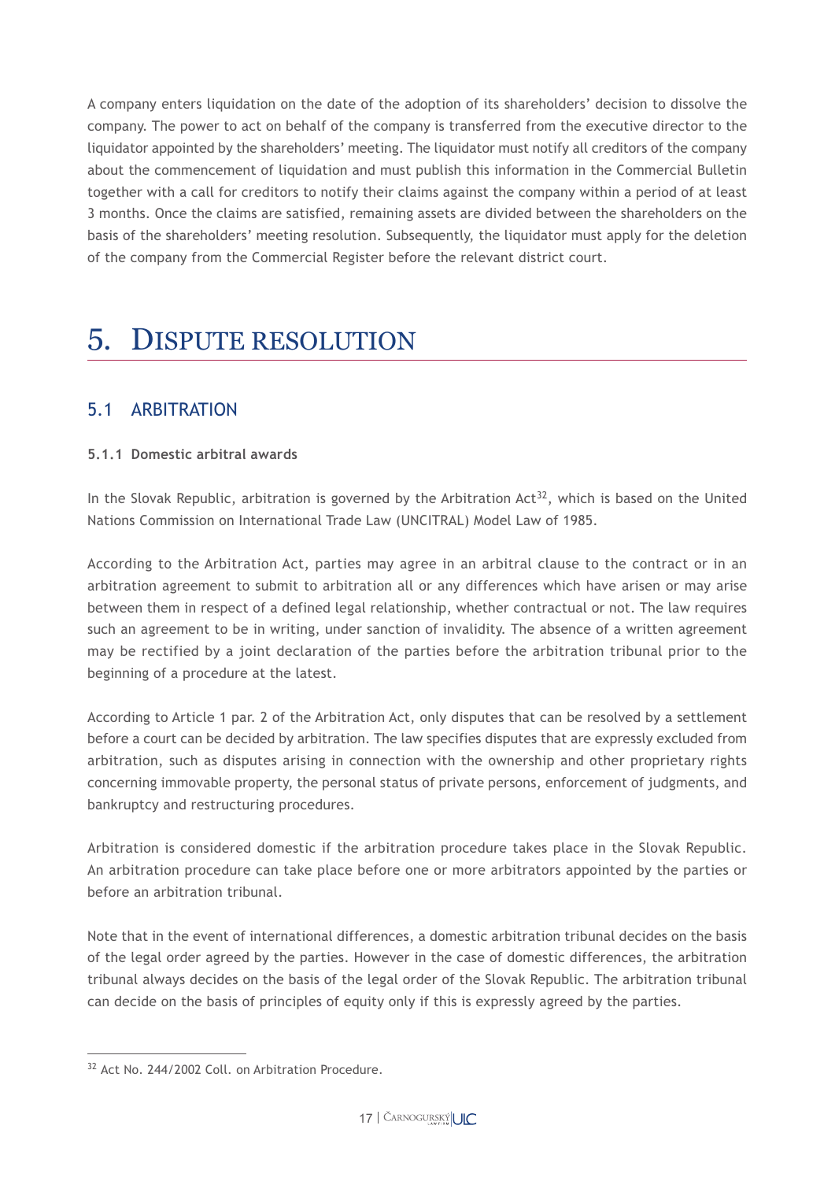A company enters liquidation on the date of the adoption of its shareholders' decision to dissolve the company. The power to act on behalf of the company is transferred from the executive director to the liquidator appointed by the shareholders' meeting. The liquidator must notify all creditors of the company about the commencement of liquidation and must publish this information in the Commercial Bulletin together with a call for creditors to notify their claims against the company within a period of at least 3 months. Once the claims are satisfied, remaining assets are divided between the shareholders on the basis of the shareholders' meeting resolution. Subsequently, the liquidator must apply for the deletion of the company from the Commercial Register before the relevant district court.

# 5. DISPUTE RESOLUTION

## 5.1 ARBITRATION

### 5.1.1 Domestic arbitral awards

In the Slovak Republic, arbitration is governed by the Arbitration Act[32], which is based on the United Nations Commission on International Trade Law (UNCITRAL) Model Law of 1985.

According to the Arbitration Act, parties may agree in an arbitral clause to the contract or in an arbitration agreement to submit to arbitration all or any differences which have arisen or may arise between them in respect of a defined legal relationship, whether contractual or not. The law requires such an agreement to be in writing, under sanction of invalidity. The absence of a written agreement may be rectified by a joint declaration of the parties before the arbitration tribunal prior to the beginning of a procedure at the latest.

According to Article 1 par. 2 of the Arbitration Act, only disputes that can be resolved by a settlement before a court can be decided by arbitration. The law specifies disputes that are expressly excluded from arbitration, such as disputes arising in connection with the ownership and other proprietary rights concerning immovable property, the personal status of private persons, enforcement of judgments, and bankruptcy and restructuring procedures.

Arbitration is considered domestic if the arbitration procedure takes place in the Slovak Republic. An arbitration procedure can take place before one or more arbitrators appointed by the parties or before an arbitration tribunal.

Note that in the event of international differences, a domestic arbitration tribunal decides on the basis of the legal order agreed by the parties. However in the case of domestic differences, the arbitration tribunal always decides on the basis of the legal order of the Slovak Republic. The arbitration tribunal can decide on the basis of principles of equity only if this is expressly agreed by the parties.

[32] Act No. 244/2002 Coll. on Arbitration Procedure.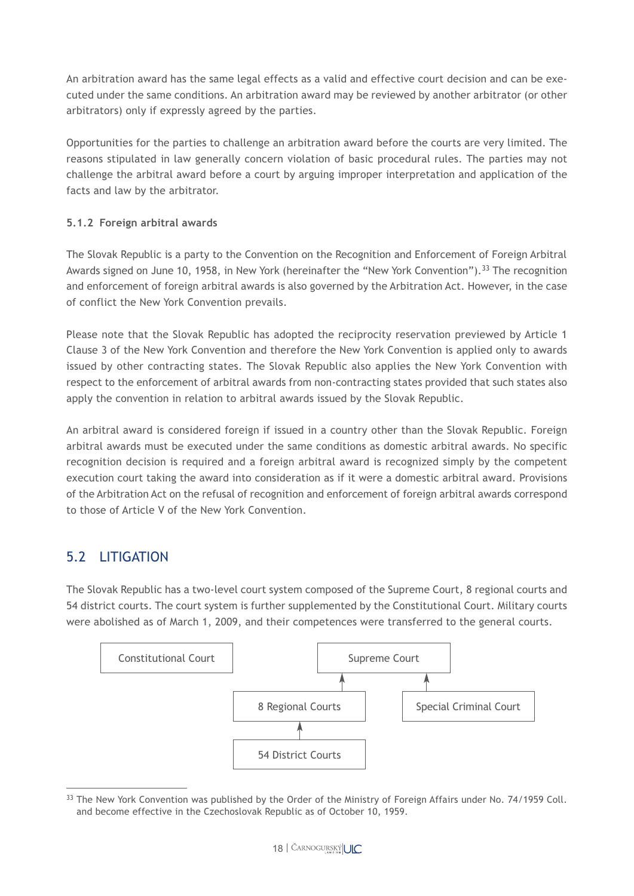An arbitration award has the same legal effects as a valid and effective court decision and can be executed under the same conditions. An arbitration award may be reviewed by another arbitrator (or other arbitrators) only if expressly agreed by the parties.

Opportunities for the parties to challenge an arbitration award before the courts are very limited. The reasons stipulated in law generally concern violation of basic procedural rules. The parties may not challenge the arbitral award before a court by arguing improper interpretation and application of the facts and law by the arbitrator.

#### 5.1.2 Foreign arbitral awards

The Slovak Republic is a party to the Convention on the Recognition and Enforcement of Foreign Arbitral Awards signed on June 10, 1958, in New York (hereinafter the "New York Convention").[33] The recognition and enforcement of foreign arbitral awards is also governed by the Arbitration Act. However, in the case of conflict the New York Convention prevails.

Please note that the Slovak Republic has adopted the reciprocity reservation previewed by Article 1 Clause 3 of the New York Convention and therefore the New York Convention is applied only to awards issued by other contracting states. The Slovak Republic also applies the New York Convention with respect to the enforcement of arbitral awards from non-contracting states provided that such states also apply the convention in relation to arbitral awards issued by the Slovak Republic.

An arbitral award is considered foreign if issued in a country other than the Slovak Republic. Foreign arbitral awards must be executed under the same conditions as domestic arbitral awards. No specific recognition decision is required and a foreign arbitral award is recognized simply by the competent execution court taking the award into consideration as if it were a domestic arbitral award. Provisions of the Arbitration Act on the refusal of recognition and enforcement of foreign arbitral awards correspond to those of Article V of the New York Convention.

## 5.2 LITIGATION

The Slovak Republic has a two-level court system composed of the Supreme Court, 8 regional courts and 54 district courts. The court system is further supplemented by the Constitutional Court. Military courts were abolished as of March 1, 2009, and their competences were transferred to the general courts.

Constitutional Court

Supreme Court

8 Regional Courts

Special Criminal Court

54 District Courts

[33] The New York Convention was published by the Order of the Ministry of Foreign Affairs under No. 74/1959 Coll. and become effective in the Czechoslovak Republic as of October 10, 1959.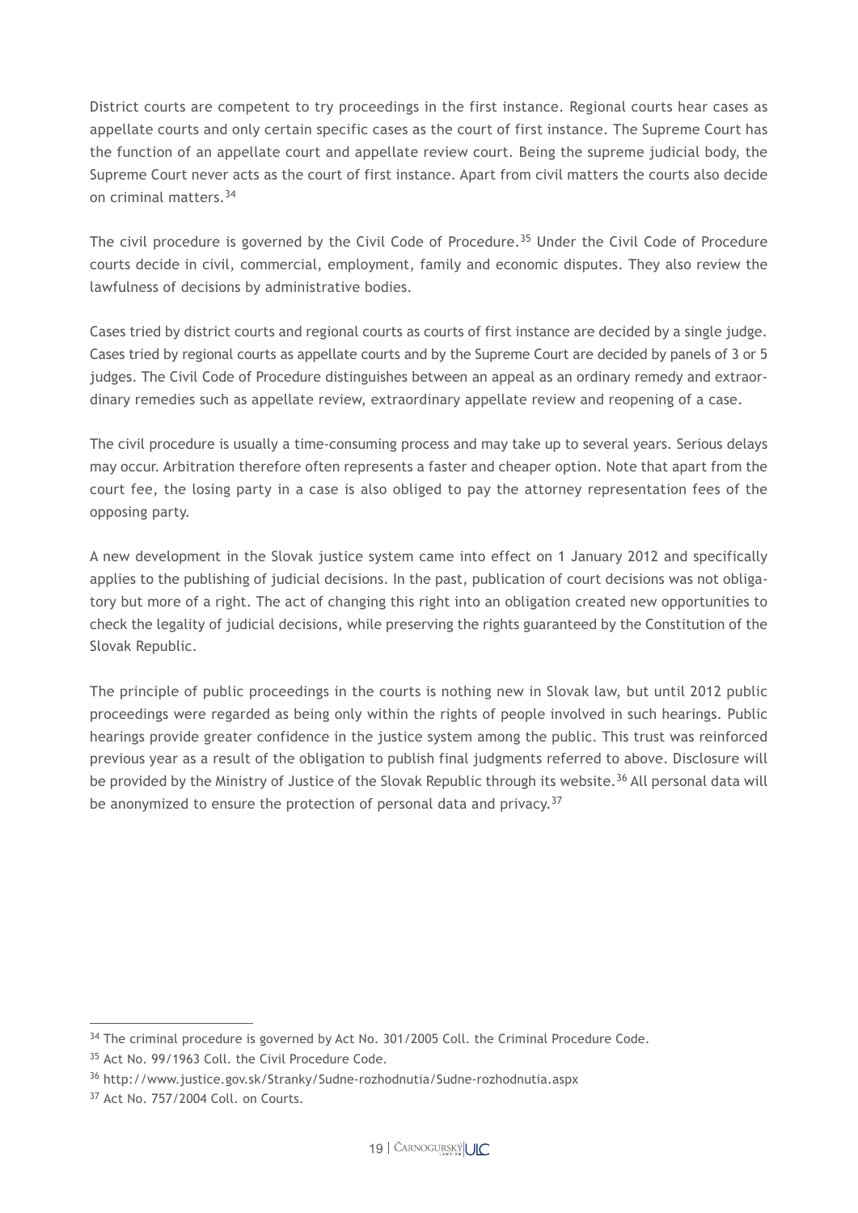District courts are competent to try proceedings in the first instance. Regional courts hear cases as appellate courts and only certain specific cases as the court of first instance. The Supreme Court has the function of an appellate court and appellate review court. Being the supreme judicial body, the Supreme Court never acts as the court of first instance. Apart from civil matters the courts also decide on criminal matters.[34]

The civil procedure is governed by the Civil Code of Procedure.[35] Under the Civil Code of Procedure courts decide in civil, commercial, employment, family and economic disputes. They also review the lawfulness of decisions by administrative bodies.

Cases tried by district courts and regional courts as courts of first instance are decided by a single judge. Cases tried by regional courts as appellate courts and by the Supreme Court are decided by panels of 3 or 5 judges. The Civil Code of Procedure distinguishes between an appeal as an ordinary remedy and extraordinary remedies such as appellate review, extraordinary appellate review and reopening of a case.

The civil procedure is usually a time-consuming process and may take up to several years. Serious delays may occur. Arbitration therefore often represents a faster and cheaper option. Note that apart from the court fee, the losing party in a case is also obliged to pay the attorney representation fees of the opposing party.

A new development in the Slovak justice system came into effect on 1 January 2012 and specifically applies to the publishing of judicial decisions. In the past, publication of court decisions was not obligatory but more of a right. The act of changing this right into an obligation created new opportunities to check the legality of judicial decisions, while preserving the rights guaranteed by the Constitution of the Slovak Republic.

The principle of public proceedings in the courts is nothing new in Slovak law, but until 2012 public proceedings were regarded as being only within the rights of people involved in such hearings. Public hearings provide greater confidence in the justice system among the public. This trust was reinforced previous year as a result of the obligation to publish final judgments referred to above. Disclosure will be provided by the Ministry of Justice of the Slovak Republic through its website.[36] All personal data will be anonymized to ensure the protection of personal data and privacy.[37]

---

[34] The criminal procedure is governed by Act No. 301/2005 Coll. the Criminal Procedure Code.

[35] Act No. 99/1963 Coll. the Civil Procedure Code.

[36] http://www.justice.gov.sk/Stranky/Sudne-rozhodnutia/Sudne-rozhodnutia.aspx

[37] Act No. 757/2004 Coll. on Courts.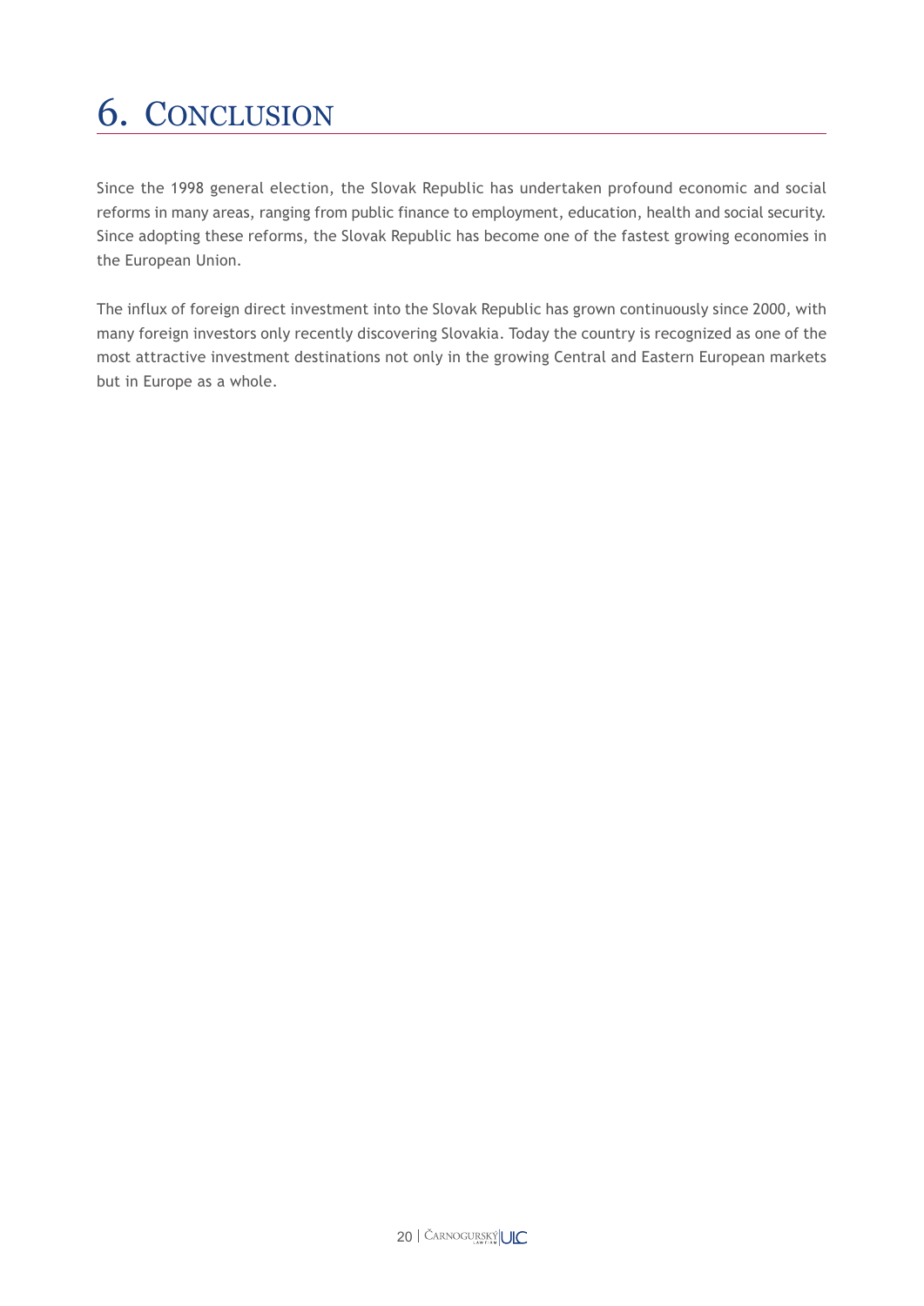# 6. Conclusion

Since the 1998 general election, the Slovak Republic has undertaken profound economic and social reforms in many areas, ranging from public finance to employment, education, health and social security. Since adopting these reforms, the Slovak Republic has become one of the fastest growing economies in the European Union.

The influx of foreign direct investment into the Slovak Republic has grown continuously since 2000, with many foreign investors only recently discovering Slovakia. Today the country is recognized as one of the most attractive investment destinations not only in the growing Central and Eastern European markets but in Europe as a whole.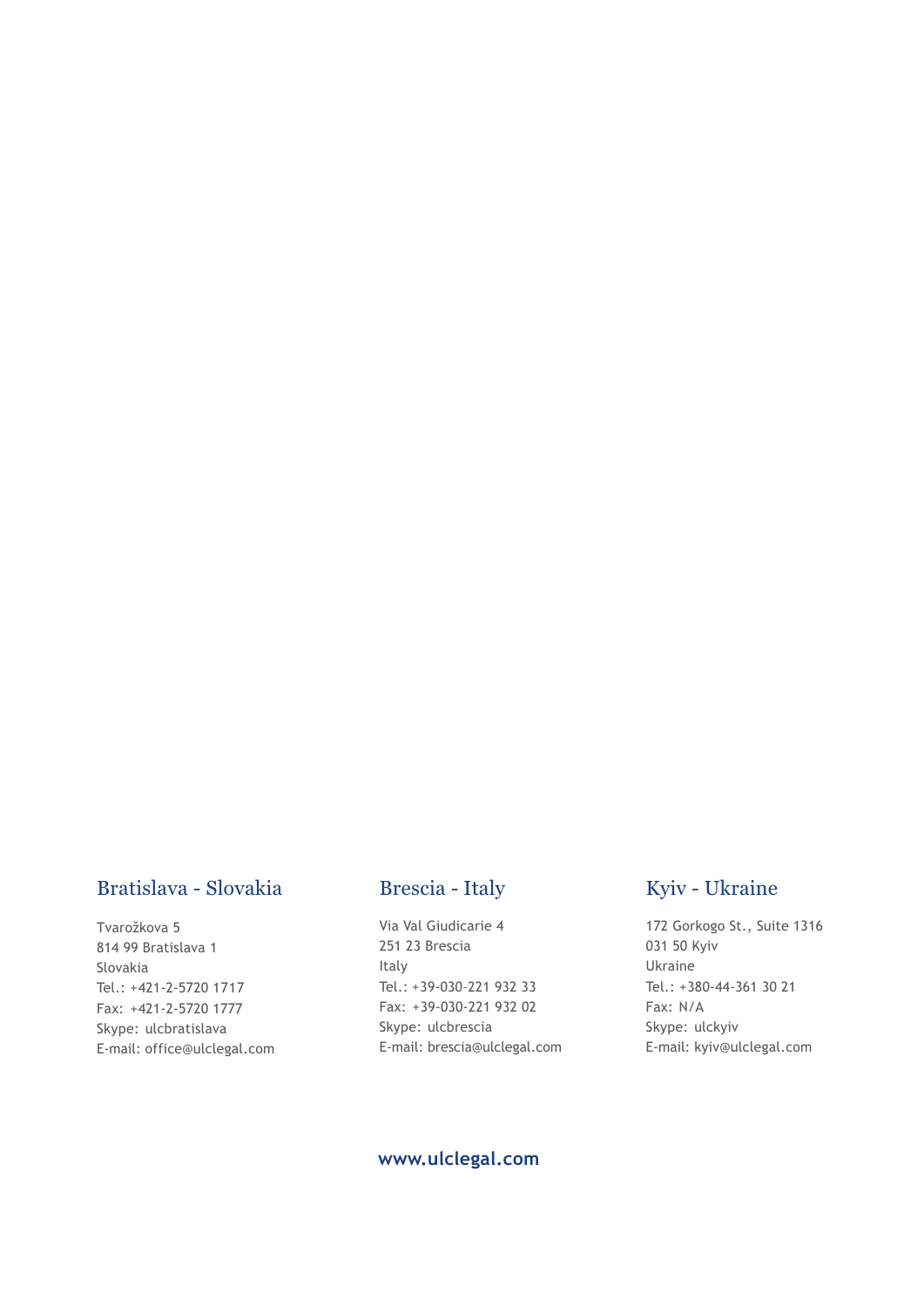## Bratislava - Slovakia

Tvarožkova 5
814 99 Bratislava 1
Slovakia
Tel.: +421-2-5720 1717
Fax: +421-2-5720 1777
Skype: ulcbratislava
E-mail: office@ulclegal.com

## Brescia - Italy

Via Val Giudicarie 4
251 23 Brescia
Italy
Tel.: +39-030-221 932 33
Fax: +39-030-221 932 02
Skype: ulcbrescia
E-mail: brescia@ulclegal.com

## Kyiv - Ukraine

172 Gorkogo St., Suite 1316
031 50 Kyiv
Ukraine
Tel.: +380-44-361 30 21
Fax: N/A
Skype: ulckyiv
E-mail: kyiv@ulclegal.com

**www.ulclegal.com**